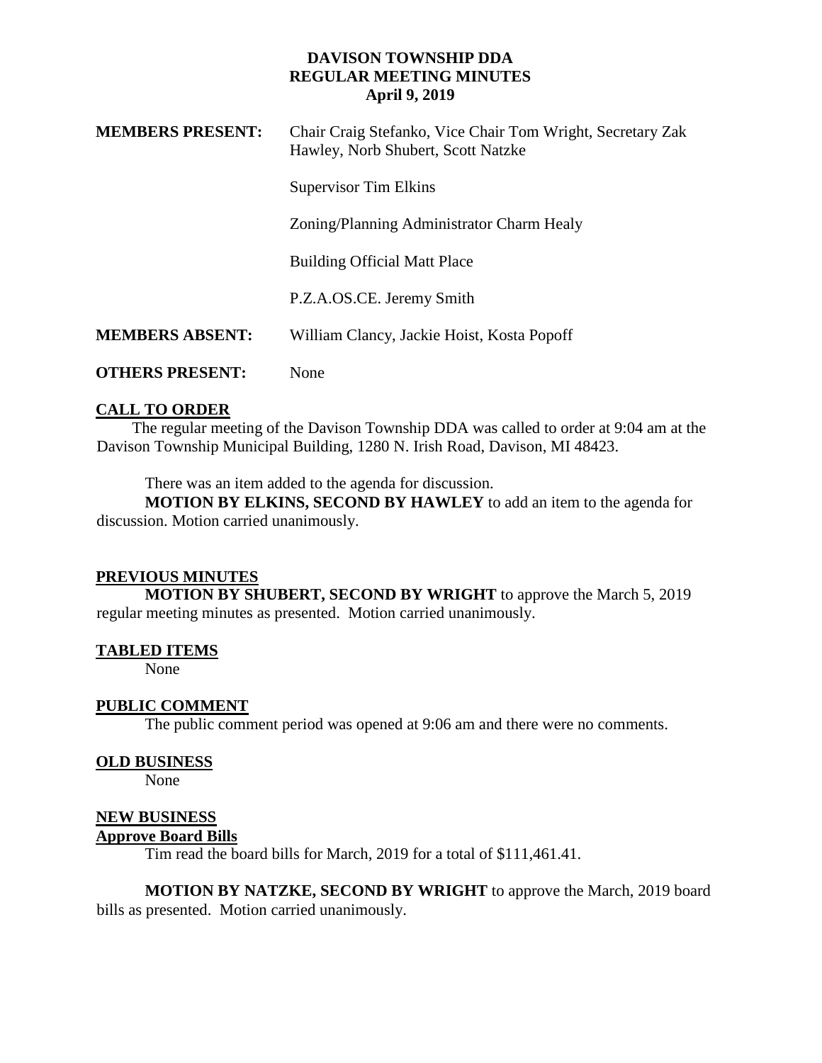**DAVISON TOWNSHIP DDA**
**REGULAR MEETING MINUTES**
**April 9, 2019**

| | |
|---|---|
| **MEMBERS PRESENT:** | Chair Craig Stefanko, Vice Chair Tom Wright, Secretary Zak Hawley, Norb Shubert, Scott Natzke |
| | Supervisor Tim Elkins |
| | Zoning/Planning Administrator Charm Healy |
| | Building Official Matt Place |
| | P.Z.A.OS.CE. Jeremy Smith |
| **MEMBERS ABSENT:** | William Clancy, Jackie Hoist, Kosta Popoff |
| **OTHERS PRESENT:** | None |

## CALL TO ORDER

The regular meeting of the Davison Township DDA was called to order at 9:04 am at the Davison Township Municipal Building, 1280 N. Irish Road, Davison, MI 48423.

There was an item added to the agenda for discussion.

**MOTION BY ELKINS, SECOND BY HAWLEY** to add an item to the agenda for discussion. Motion carried unanimously.

## PREVIOUS MINUTES

**MOTION BY SHUBERT, SECOND BY WRIGHT** to approve the March 5, 2019 regular meeting minutes as presented. Motion carried unanimously.

## TABLED ITEMS

None

## PUBLIC COMMENT

The public comment period was opened at 9:06 am and there were no comments.

## OLD BUSINESS

None

## NEW BUSINESS

### Approve Board Bills

Tim read the board bills for March, 2019 for a total of $111,461.41.

**MOTION BY NATZKE, SECOND BY WRIGHT** to approve the March, 2019 board bills as presented. Motion carried unanimously.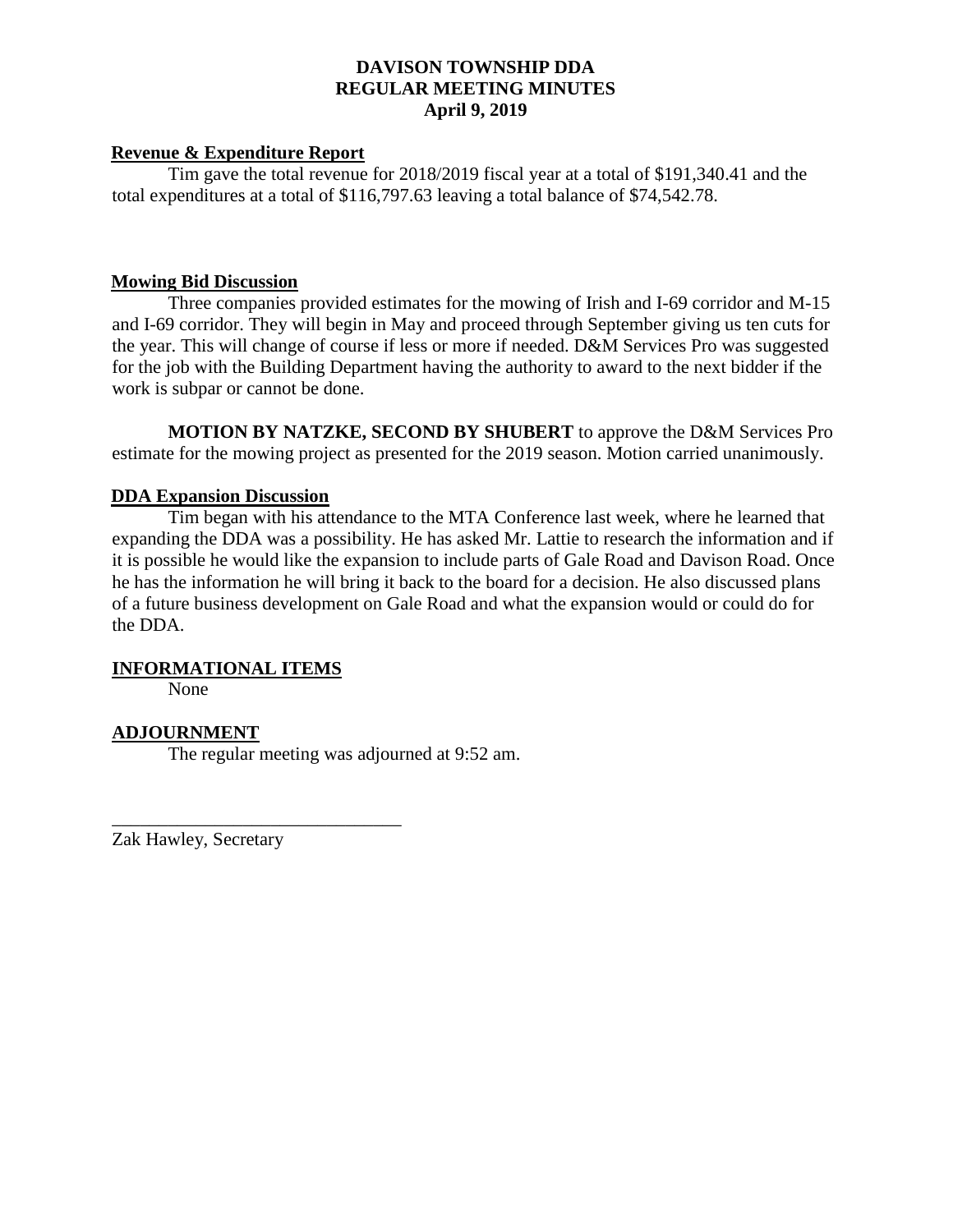**DAVISON TOWNSHIP DDA**
**REGULAR MEETING MINUTES**
**April 9, 2019**

**Revenue & Expenditure Report**

Tim gave the total revenue for 2018/2019 fiscal year at a total of $191,340.41 and the total expenditures at a total of $116,797.63 leaving a total balance of $74,542.78.

**Mowing Bid Discussion**

Three companies provided estimates for the mowing of Irish and I-69 corridor and M-15 and I-69 corridor. They will begin in May and proceed through September giving us ten cuts for the year. This will change of course if less or more if needed. D&M Services Pro was suggested for the job with the Building Department having the authority to award to the next bidder if the work is subpar or cannot be done.

**MOTION BY NATZKE, SECOND BY SHUBERT** to approve the D&M Services Pro estimate for the mowing project as presented for the 2019 season. Motion carried unanimously.

**DDA Expansion Discussion**

Tim began with his attendance to the MTA Conference last week, where he learned that expanding the DDA was a possibility. He has asked Mr. Lattie to research the information and if it is possible he would like the expansion to include parts of Gale Road and Davison Road. Once he has the information he will bring it back to the board for a decision. He also discussed plans of a future business development on Gale Road and what the expansion would or could do for the DDA.

**INFORMATIONAL ITEMS**

None

**ADJOURNMENT**

The regular meeting was adjourned at 9:52 am.

_______________________________
Zak Hawley, Secretary